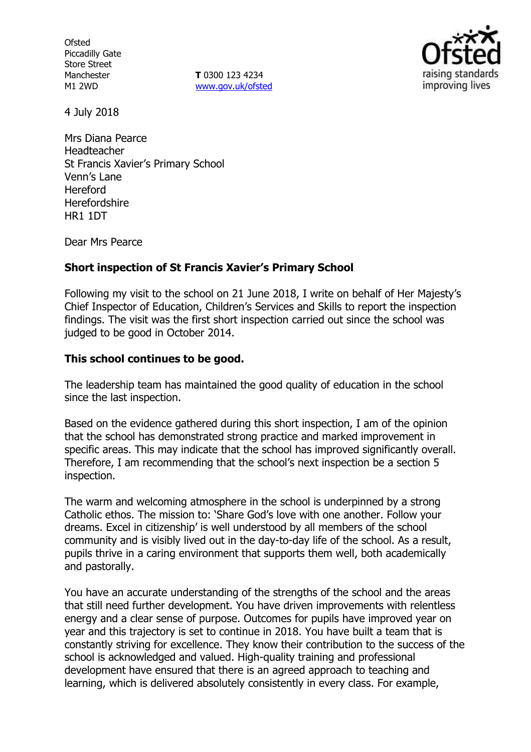Ofsted
Piccadilly Gate
Store Street
Manchester
M1 2WD

**T** 0300 123 4234
www.gov.uk/ofsted

4 July 2018

Mrs Diana Pearce
Headteacher
St Francis Xavier's Primary School
Venn's Lane
Hereford
Herefordshire
HR1 1DT

Dear Mrs Pearce

**Short inspection of St Francis Xavier's Primary School**

Following my visit to the school on 21 June 2018, I write on behalf of Her Majesty's Chief Inspector of Education, Children's Services and Skills to report the inspection findings. The visit was the first short inspection carried out since the school was judged to be good in October 2014.

**This school continues to be good.**

The leadership team has maintained the good quality of education in the school since the last inspection.

Based on the evidence gathered during this short inspection, I am of the opinion that the school has demonstrated strong practice and marked improvement in specific areas. This may indicate that the school has improved significantly overall. Therefore, I am recommending that the school's next inspection be a section 5 inspection.

The warm and welcoming atmosphere in the school is underpinned by a strong Catholic ethos. The mission to: 'Share God's love with one another. Follow your dreams. Excel in citizenship' is well understood by all members of the school community and is visibly lived out in the day-to-day life of the school. As a result, pupils thrive in a caring environment that supports them well, both academically and pastorally.

You have an accurate understanding of the strengths of the school and the areas that still need further development. You have driven improvements with relentless energy and a clear sense of purpose. Outcomes for pupils have improved year on year and this trajectory is set to continue in 2018. You have built a team that is constantly striving for excellence. They know their contribution to the success of the school is acknowledged and valued. High-quality training and professional development have ensured that there is an agreed approach to teaching and learning, which is delivered absolutely consistently in every class. For example,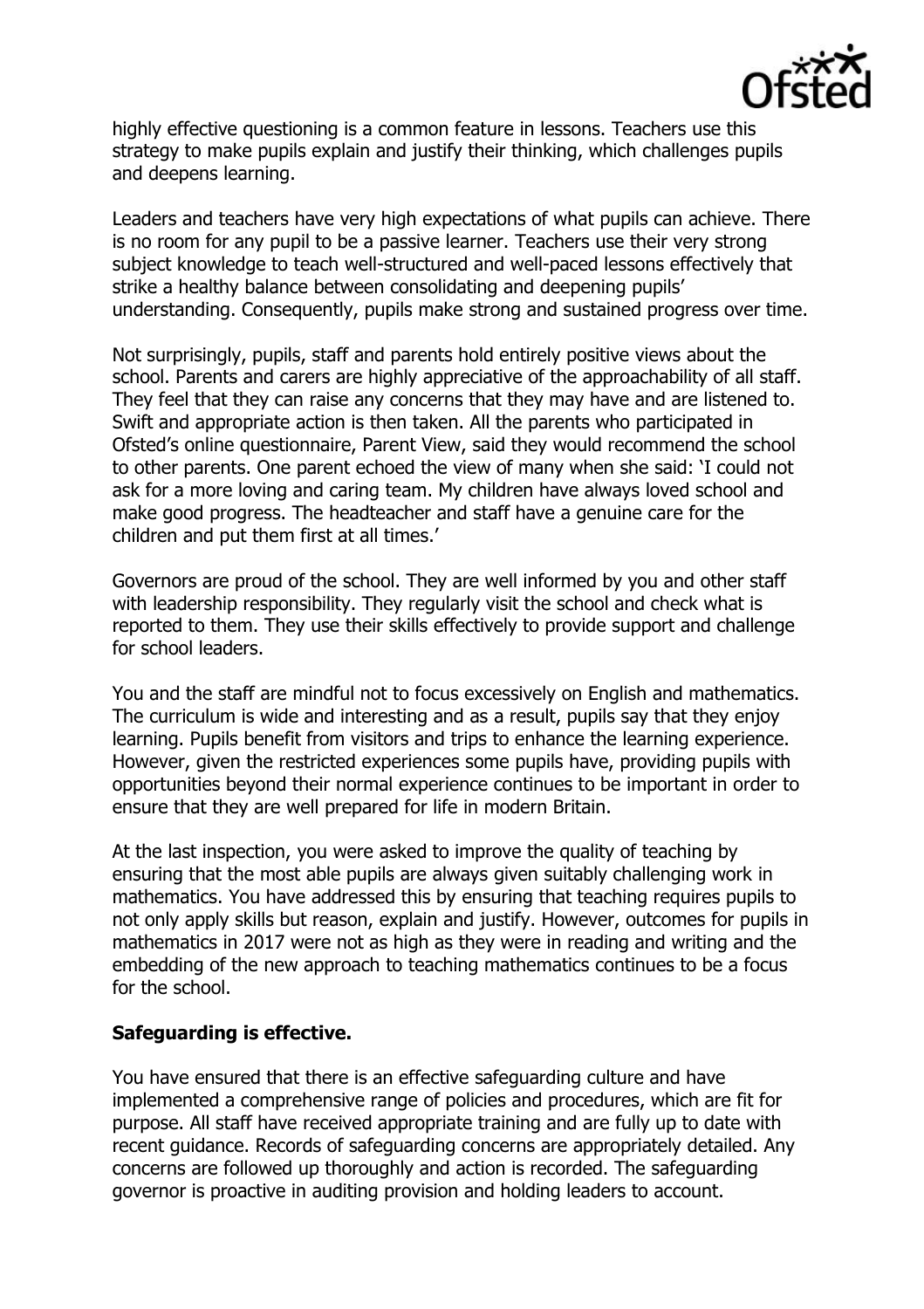highly effective questioning is a common feature in lessons. Teachers use this strategy to make pupils explain and justify their thinking, which challenges pupils and deepens learning.

Leaders and teachers have very high expectations of what pupils can achieve. There is no room for any pupil to be a passive learner. Teachers use their very strong subject knowledge to teach well-structured and well-paced lessons effectively that strike a healthy balance between consolidating and deepening pupils' understanding. Consequently, pupils make strong and sustained progress over time.

Not surprisingly, pupils, staff and parents hold entirely positive views about the school. Parents and carers are highly appreciative of the approachability of all staff. They feel that they can raise any concerns that they may have and are listened to. Swift and appropriate action is then taken. All the parents who participated in Ofsted's online questionnaire, Parent View, said they would recommend the school to other parents. One parent echoed the view of many when she said: 'I could not ask for a more loving and caring team. My children have always loved school and make good progress. The headteacher and staff have a genuine care for the children and put them first at all times.'

Governors are proud of the school. They are well informed by you and other staff with leadership responsibility. They regularly visit the school and check what is reported to them. They use their skills effectively to provide support and challenge for school leaders.

You and the staff are mindful not to focus excessively on English and mathematics. The curriculum is wide and interesting and as a result, pupils say that they enjoy learning. Pupils benefit from visitors and trips to enhance the learning experience. However, given the restricted experiences some pupils have, providing pupils with opportunities beyond their normal experience continues to be important in order to ensure that they are well prepared for life in modern Britain.

At the last inspection, you were asked to improve the quality of teaching by ensuring that the most able pupils are always given suitably challenging work in mathematics. You have addressed this by ensuring that teaching requires pupils to not only apply skills but reason, explain and justify. However, outcomes for pupils in mathematics in 2017 were not as high as they were in reading and writing and the embedding of the new approach to teaching mathematics continues to be a focus for the school.

**Safeguarding is effective.**

You have ensured that there is an effective safeguarding culture and have implemented a comprehensive range of policies and procedures, which are fit for purpose. All staff have received appropriate training and are fully up to date with recent guidance. Records of safeguarding concerns are appropriately detailed. Any concerns are followed up thoroughly and action is recorded. The safeguarding governor is proactive in auditing provision and holding leaders to account.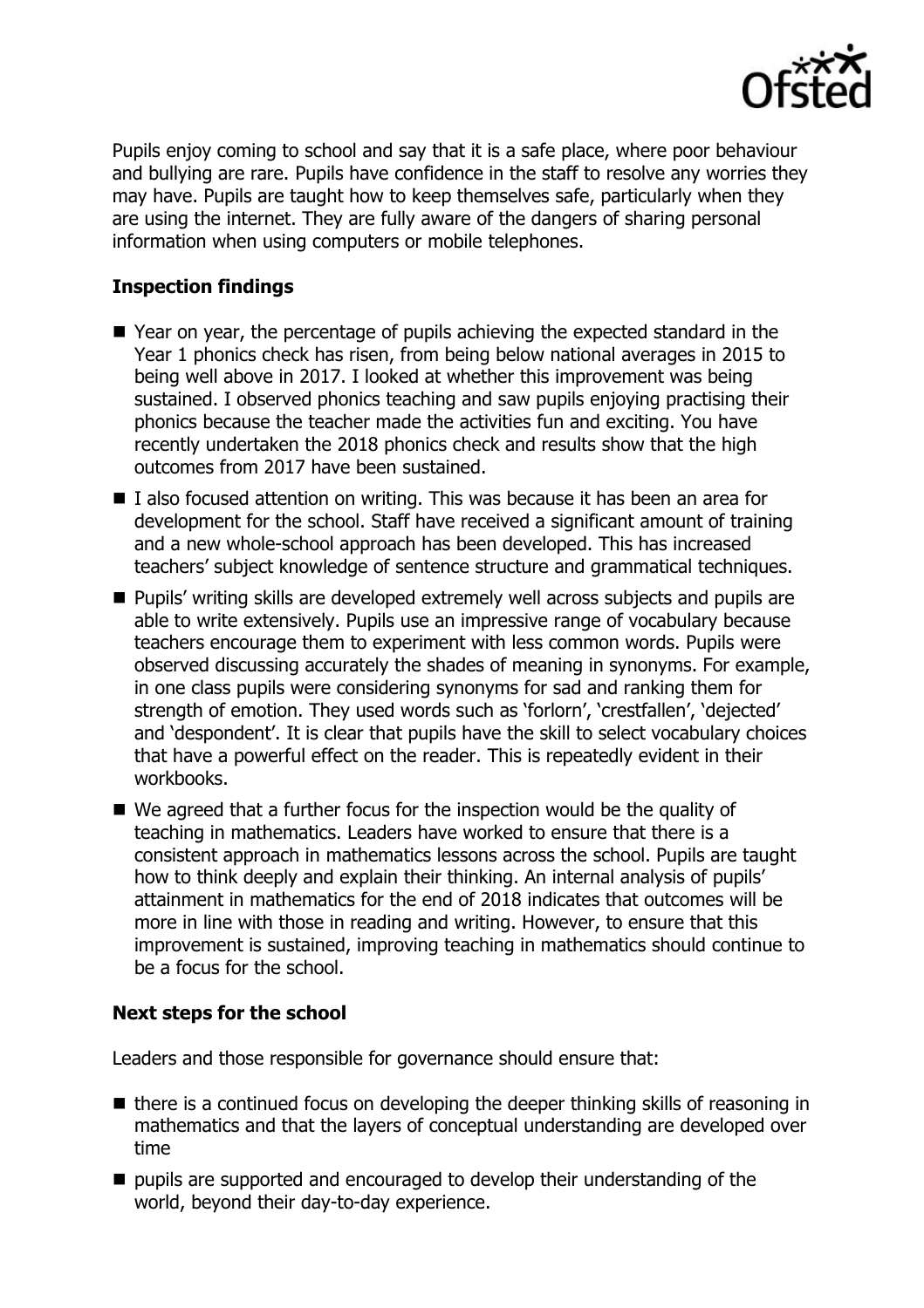Pupils enjoy coming to school and say that it is a safe place, where poor behaviour and bullying are rare. Pupils have confidence in the staff to resolve any worries they may have. Pupils are taught how to keep themselves safe, particularly when they are using the internet. They are fully aware of the dangers of sharing personal information when using computers or mobile telephones.

## Inspection findings

- Year on year, the percentage of pupils achieving the expected standard in the Year 1 phonics check has risen, from being below national averages in 2015 to being well above in 2017. I looked at whether this improvement was being sustained. I observed phonics teaching and saw pupils enjoying practising their phonics because the teacher made the activities fun and exciting. You have recently undertaken the 2018 phonics check and results show that the high outcomes from 2017 have been sustained.
- I also focused attention on writing. This was because it has been an area for development for the school. Staff have received a significant amount of training and a new whole-school approach has been developed. This has increased teachers' subject knowledge of sentence structure and grammatical techniques.
- Pupils' writing skills are developed extremely well across subjects and pupils are able to write extensively. Pupils use an impressive range of vocabulary because teachers encourage them to experiment with less common words. Pupils were observed discussing accurately the shades of meaning in synonyms. For example, in one class pupils were considering synonyms for sad and ranking them for strength of emotion. They used words such as 'forlorn', 'crestfallen', 'dejected' and 'despondent'. It is clear that pupils have the skill to select vocabulary choices that have a powerful effect on the reader. This is repeatedly evident in their workbooks.
- We agreed that a further focus for the inspection would be the quality of teaching in mathematics. Leaders have worked to ensure that there is a consistent approach in mathematics lessons across the school. Pupils are taught how to think deeply and explain their thinking. An internal analysis of pupils' attainment in mathematics for the end of 2018 indicates that outcomes will be more in line with those in reading and writing. However, to ensure that this improvement is sustained, improving teaching in mathematics should continue to be a focus for the school.

## Next steps for the school

Leaders and those responsible for governance should ensure that:

- there is a continued focus on developing the deeper thinking skills of reasoning in mathematics and that the layers of conceptual understanding are developed over time
- pupils are supported and encouraged to develop their understanding of the world, beyond their day-to-day experience.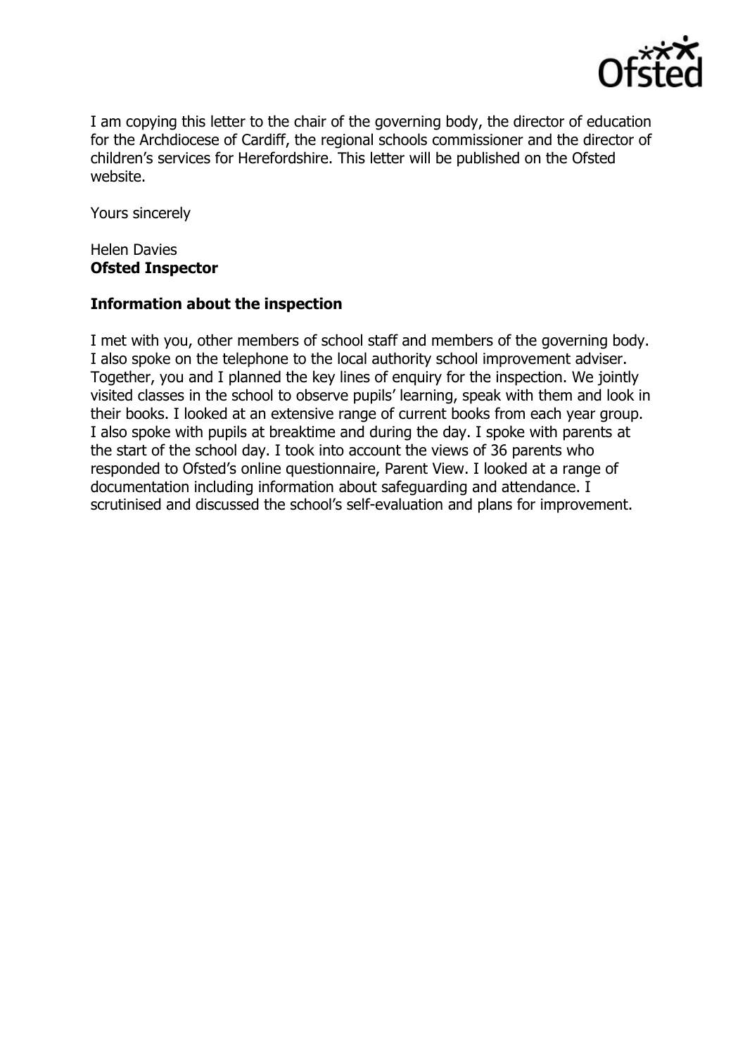I am copying this letter to the chair of the governing body, the director of education for the Archdiocese of Cardiff, the regional schools commissioner and the director of children's services for Herefordshire. This letter will be published on the Ofsted website.

Yours sincerely

Helen Davies
**Ofsted Inspector**

## Information about the inspection

I met with you, other members of school staff and members of the governing body. I also spoke on the telephone to the local authority school improvement adviser. Together, you and I planned the key lines of enquiry for the inspection. We jointly visited classes in the school to observe pupils' learning, speak with them and look in their books. I looked at an extensive range of current books from each year group. I also spoke with pupils at breaktime and during the day. I spoke with parents at the start of the school day. I took into account the views of 36 parents who responded to Ofsted's online questionnaire, Parent View. I looked at a range of documentation including information about safeguarding and attendance. I scrutinised and discussed the school's self-evaluation and plans for improvement.